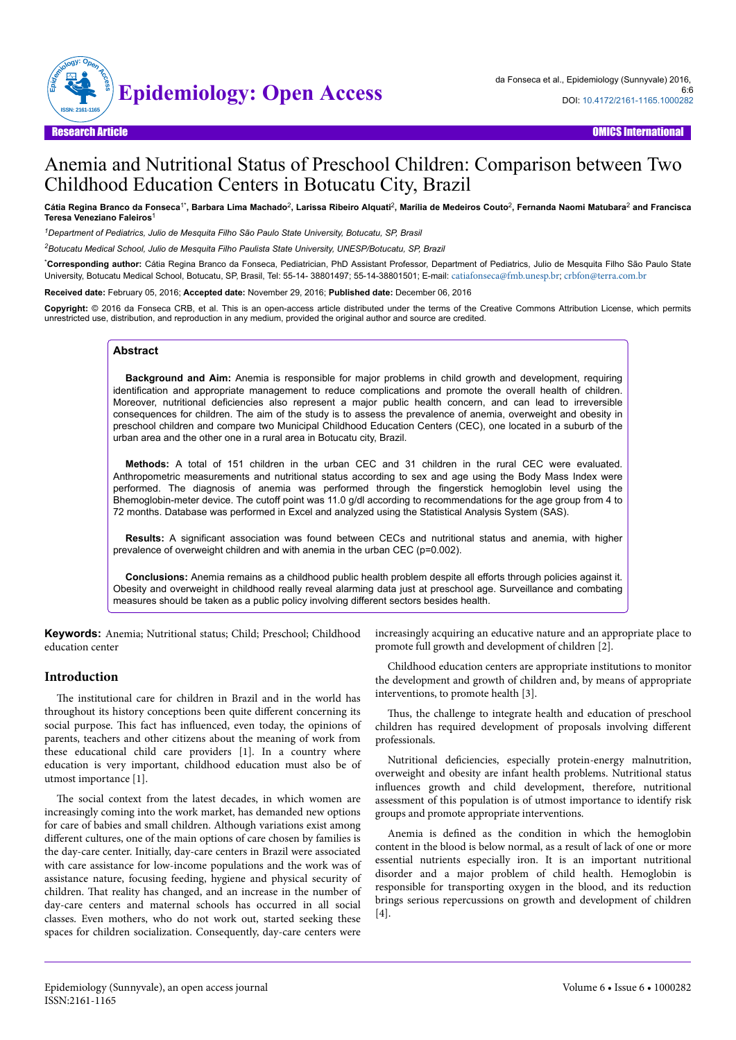Research Article

# Anemia and Nutritional Status of Preschool Children: Comparison between Two Childhood Education Centers in Botucatu City, Brazil

**Cátia Regina Branco da Fonseca[1*], Barbara Lima Machado[2], Larissa Ribeiro Alquati[2], Marília de Medeiros Couto[2], Fernanda Naomi Matubara[2] and Francisca Teresa Veneziano Faleiros[1]**

[1]*Department of Pediatrics, Julio de Mesquita Filho São Paulo State University, Botucatu, SP, Brasil*

[2]*Botucatu Medical School, Julio de Mesquita Filho Paulista State University, UNESP/Botucatu, SP, Brazil*

[*]**Corresponding author:** Cátia Regina Branco da Fonseca, Pediatrician, PhD Assistant Professor, Department of Pediatrics, Julio de Mesquita Filho São Paulo State University, Botucatu Medical School, Botucatu, SP, Brasil, Tel: 55-14- 38801497; 55-14-38801501; E-mail: catiafonseca@fmb.unesp.br; crbfon@terra.com.br

**Received date:** February 05, 2016; **Accepted date:** November 29, 2016; **Published date:** December 06, 2016

**Copyright:** © 2016 da Fonseca CRB, et al. This is an open-access article distributed under the terms of the Creative Commons Attribution License, which permits unrestricted use, distribution, and reproduction in any medium, provided the original author and source are credited.

## Abstract

**Background and Aim:** Anemia is responsible for major problems in child growth and development, requiring identification and appropriate management to reduce complications and promote the overall health of children. Moreover, nutritional deficiencies also represent a major public health concern, and can lead to irreversible consequences for children. The aim of the study is to assess the prevalence of anemia, overweight and obesity in preschool children and compare two Municipal Childhood Education Centers (CEC), one located in a suburb of the urban area and the other one in a rural area in Botucatu city, Brazil.

**Methods:** A total of 151 children in the urban CEC and 31 children in the rural CEC were evaluated. Anthropometric measurements and nutritional status according to sex and age using the Body Mass Index were performed. The diagnosis of anemia was performed through the fingerstick hemoglobin level using the Bhemoglobin-meter device. The cutoff point was 11.0 g/dl according to recommendations for the age group from 4 to 72 months. Database was performed in Excel and analyzed using the Statistical Analysis System (SAS).

**Results:** A significant association was found between CECs and nutritional status and anemia, with higher prevalence of overweight children and with anemia in the urban CEC ($p=0.002$).

**Conclusions:** Anemia remains as a childhood public health problem despite all efforts through policies against it. Obesity and overweight in childhood really reveal alarming data just at preschool age. Surveillance and combating measures should be taken as a public policy involving different sectors besides health.

**Keywords:** Anemia; Nutritional status; Child; Preschool; Childhood education center

## Introduction

The institutional care for children in Brazil and in the world has throughout its history conceptions been quite different concerning its social purpose. This fact has influenced, even today, the opinions of parents, teachers and other citizens about the meaning of work from these educational child care providers [1]. In a country where education is very important, childhood education must also be of utmost importance [1].

The social context from the latest decades, in which women are increasingly coming into the work market, has demanded new options for care of babies and small children. Although variations exist among different cultures, one of the main options of care chosen by families is the day-care center. Initially, day-care centers in Brazil were associated with care assistance for low-income populations and the work was of assistance nature, focusing feeding, hygiene and physical security of children. That reality has changed, and an increase in the number of day-care centers and maternal schools has occurred in all social classes. Even mothers, who do not work out, started seeking these spaces for children socialization. Consequently, day-care centers were increasingly acquiring an educative nature and an appropriate place to promote full growth and development of children [2].

Childhood education centers are appropriate institutions to monitor the development and growth of children and, by means of appropriate interventions, to promote health [3].

Thus, the challenge to integrate health and education of preschool children has required development of proposals involving different professionals.

Nutritional deficiencies, especially protein-energy malnutrition, overweight and obesity are infant health problems. Nutritional status influences growth and child development, therefore, nutritional assessment of this population is of utmost importance to identify risk groups and promote appropriate interventions.

Anemia is defined as the condition in which the hemoglobin content in the blood is below normal, as a result of lack of one or more essential nutrients especially iron. It is an important nutritional disorder and a major problem of child health. Hemoglobin is responsible for transporting oxygen in the blood, and its reduction brings serious repercussions on growth and development of children [4].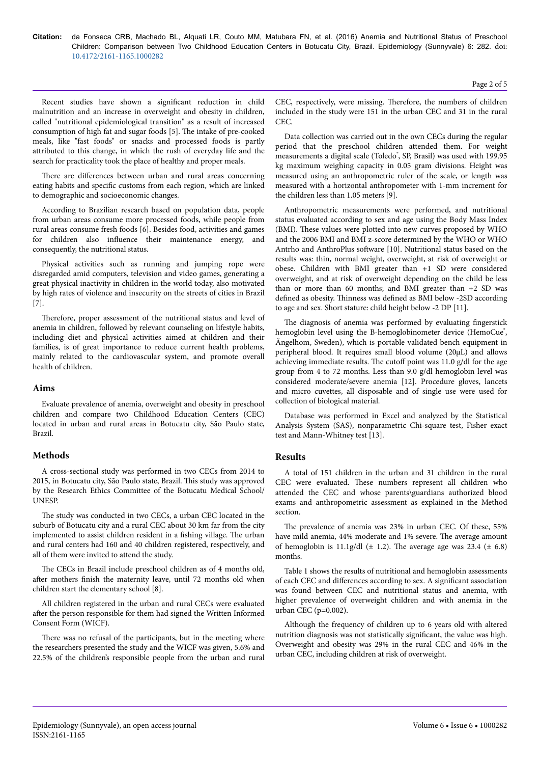Recent studies have shown a significant reduction in child malnutrition and an increase in overweight and obesity in children, called "nutritional epidemiological transition" as a result of increased consumption of high fat and sugar foods [5]. The intake of pre-cooked meals, like "fast foods" or snacks and processed foods is partly attributed to this change, in which the rush of everyday life and the search for practicality took the place of healthy and proper meals.

There are differences between urban and rural areas concerning eating habits and specific customs from each region, which are linked to demographic and socioeconomic changes.

According to Brazilian research based on population data, people from urban areas consume more processed foods, while people from rural areas consume fresh foods [6]. Besides food, activities and games for children also influence their maintenance energy, and consequently, the nutritional status.

Physical activities such as running and jumping rope were disregarded amid computers, television and video games, generating a great physical inactivity in children in the world today, also motivated by high rates of violence and insecurity on the streets of cities in Brazil [7].

Therefore, proper assessment of the nutritional status and level of anemia in children, followed by relevant counseling on lifestyle habits, including diet and physical activities aimed at children and their families, is of great importance to reduce current health problems, mainly related to the cardiovascular system, and promote overall health of children.

## Aims

Evaluate prevalence of anemia, overweight and obesity in preschool children and compare two Childhood Education Centers (CEC) located in urban and rural areas in Botucatu city, São Paulo state, Brazil.

## Methods

A cross-sectional study was performed in two CECs from 2014 to 2015, in Botucatu city, São Paulo state, Brazil. This study was approved by the Research Ethics Committee of the Botucatu Medical School/ UNESP.

The study was conducted in two CECs, a urban CEC located in the suburb of Botucatu city and a rural CEC about 30 km far from the city implemented to assist children resident in a fishing village. The urban and rural centers had 160 and 40 children registered, respectively, and all of them were invited to attend the study.

The CECs in Brazil include preschool children as of 4 months old, after mothers finish the maternity leave, until 72 months old when children start the elementary school [8].

All children registered in the urban and rural CECs were evaluated after the person responsible for them had signed the Written Informed Consent Form (WICF).

There was no refusal of the participants, but in the meeting where the researchers presented the study and the WICF was given, 5.6% and 22.5% of the children's responsible people from the urban and rural CEC, respectively, were missing. Therefore, the numbers of children included in the study were 151 in the urban CEC and 31 in the rural CEC.

Data collection was carried out in the own CECs during the regular period that the preschool children attended them. For weight measurements a digital scale (Toledo®, SP, Brasil) was used with 199.95 kg maximum weighing capacity in 0.05 gram divisions. Height was measured using an anthropometric ruler of the scale, or length was measured with a horizontal anthropometer with 1-mm increment for the children less than 1.05 meters [9].

Anthropometric measurements were performed, and nutritional status evaluated according to sex and age using the Body Mass Index (BMI). These values were plotted into new curves proposed by WHO and the 2006 BMI and BMI z-score determined by the WHO or WHO Antrho and AnthroPlus software [10]. Nutritional status based on the results was: thin, normal weight, overweight, at risk of overweight or obese. Children with BMI greater than +1 SD were considered overweight, and at risk of overweight depending on the child be less than or more than 60 months; and BMI greater than +2 SD was defined as obesity. Thinness was defined as BMI below -2SD according to age and sex. Short stature: child height below -2 DP [11].

The diagnosis of anemia was performed by evaluating fingerstick hemoglobin level using the B-hemoglobinometer device (HemoCue®, Ängelhom, Sweden), which is portable validated bench equipment in peripheral blood. It requires small blood volume (20μL) and allows achieving immediate results. The cutoff point was 11.0 g/dl for the age group from 4 to 72 months. Less than 9.0 g/dl hemoglobin level was considered moderate/severe anemia [12]. Procedure gloves, lancets and micro cuvettes, all disposable and of single use were used for collection of biological material.

Database was performed in Excel and analyzed by the Statistical Analysis System (SAS), nonparametric Chi-square test, Fisher exact test and Mann-Whitney test [13].

## Results

A total of 151 children in the urban and 31 children in the rural CEC were evaluated. These numbers represent all children who attended the CEC and whose parents\guardians authorized blood exams and anthropometric assessment as explained in the Method section.

The prevalence of anemia was 23% in urban CEC. Of these, 55% have mild anemia, 44% moderate and 1% severe. The average amount of hemoglobin is 11.1g/dl (± 1.2). The average age was 23.4 (± 6.8) months.

Table 1 shows the results of nutritional and hemoglobin assessments of each CEC and differences according to sex. A significant association was found between CEC and nutritional status and anemia, with higher prevalence of overweight children and with anemia in the urban CEC (p=0.002).

Although the frequency of children up to 6 years old with altered nutrition diagnosis was not statistically significant, the value was high. Overweight and obesity was 29% in the rural CEC and 46% in the urban CEC, including children at risk of overweight.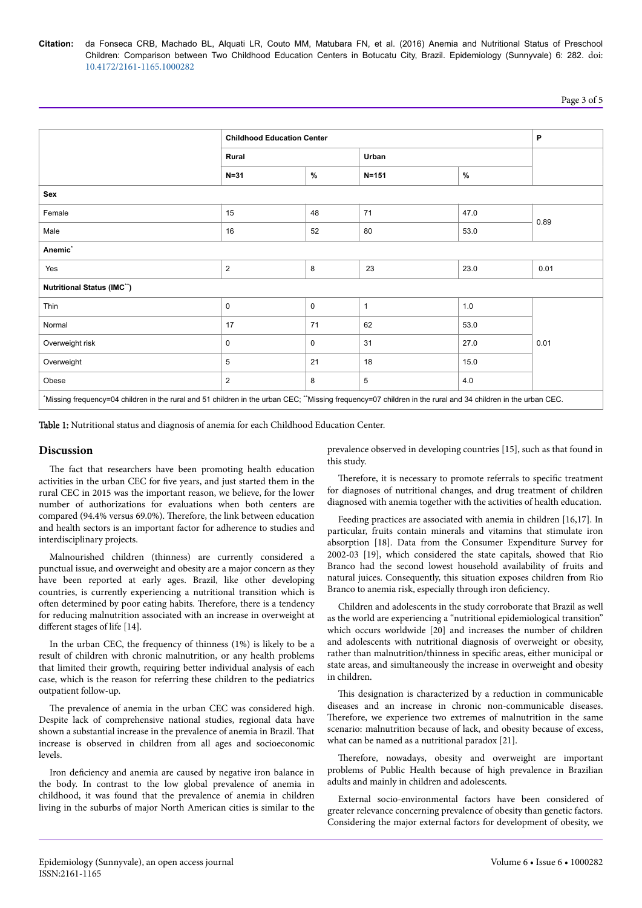|  | Childhood Education Center |  |  |  | P |
|---|---|---|---|---|---|
|  | Rural |  | Urban |  |  |
|  | N=31 | % | N=151 | % |  |
| **Sex** |  |  |  |  |  |
| Female | 15 | 48 | 71 | 47.0 | 0.89 |
| Male | 16 | 52 | 80 | 53.0 |  |
| **Anemic*** |  |  |  |  |  |
| Yes | 2 | 8 | 23 | 23.0 | 0.01 |
| **Nutritional Status (IMC**)** |  |  |  |  |  |
| Thin | 0 | 0 | 1 | 1.0 | 0.01 |
| Normal | 17 | 71 | 62 | 53.0 |  |
| Overweight risk | 0 | 0 | 31 | 27.0 |  |
| Overweight | 5 | 21 | 18 | 15.0 |  |
| Obese | 2 | 8 | 5 | 4.0 |  |

*Missing frequency=04 children in the rural and 51 children in the urban CEC; **Missing frequency=07 children in the rural and 34 children in the urban CEC.

**Table 1:** Nutritional status and diagnosis of anemia for each Childhood Education Center.

## Discussion

The fact that researchers have been promoting health education activities in the urban CEC for five years, and just started them in the rural CEC in 2015 was the important reason, we believe, for the lower number of authorizations for evaluations when both centers are compared (94.4% versus 69.0%). Therefore, the link between education and health sectors is an important factor for adherence to studies and interdisciplinary projects.

Malnourished children (thinness) are currently considered a punctual issue, and overweight and obesity are a major concern as they have been reported at early ages. Brazil, like other developing countries, is currently experiencing a nutritional transition which is often determined by poor eating habits. Therefore, there is a tendency for reducing malnutrition associated with an increase in overweight at different stages of life [14].

In the urban CEC, the frequency of thinness (1%) is likely to be a result of children with chronic malnutrition, or any health problems that limited their growth, requiring better individual analysis of each case, which is the reason for referring these children to the pediatrics outpatient follow-up.

The prevalence of anemia in the urban CEC was considered high. Despite lack of comprehensive national studies, regional data have shown a substantial increase in the prevalence of anemia in Brazil. That increase is observed in children from all ages and socioeconomic levels.

Iron deficiency and anemia are caused by negative iron balance in the body. In contrast to the low global prevalence of anemia in childhood, it was found that the prevalence of anemia in children living in the suburbs of major North American cities is similar to the prevalence observed in developing countries [15], such as that found in this study.

Therefore, it is necessary to promote referrals to specific treatment for diagnoses of nutritional changes, and drug treatment of children diagnosed with anemia together with the activities of health education.

Feeding practices are associated with anemia in children [16,17]. In particular, fruits contain minerals and vitamins that stimulate iron absorption [18]. Data from the Consumer Expenditure Survey for 2002-03 [19], which considered the state capitals, showed that Rio Branco had the second lowest household availability of fruits and natural juices. Consequently, this situation exposes children from Rio Branco to anemia risk, especially through iron deficiency.

Children and adolescents in the study corroborate that Brazil as well as the world are experiencing a "nutritional epidemiological transition" which occurs worldwide [20] and increases the number of children and adolescents with nutritional diagnosis of overweight or obesity, rather than malnutrition/thinness in specific areas, either municipal or state areas, and simultaneously the increase in overweight and obesity in children.

This designation is characterized by a reduction in communicable diseases and an increase in chronic non-communicable diseases. Therefore, we experience two extremes of malnutrition in the same scenario: malnutrition because of lack, and obesity because of excess, what can be named as a nutritional paradox [21].

Therefore, nowadays, obesity and overweight are important problems of Public Health because of high prevalence in Brazilian adults and mainly in children and adolescents.

External socio-environmental factors have been considered of greater relevance concerning prevalence of obesity than genetic factors. Considering the major external factors for development of obesity, we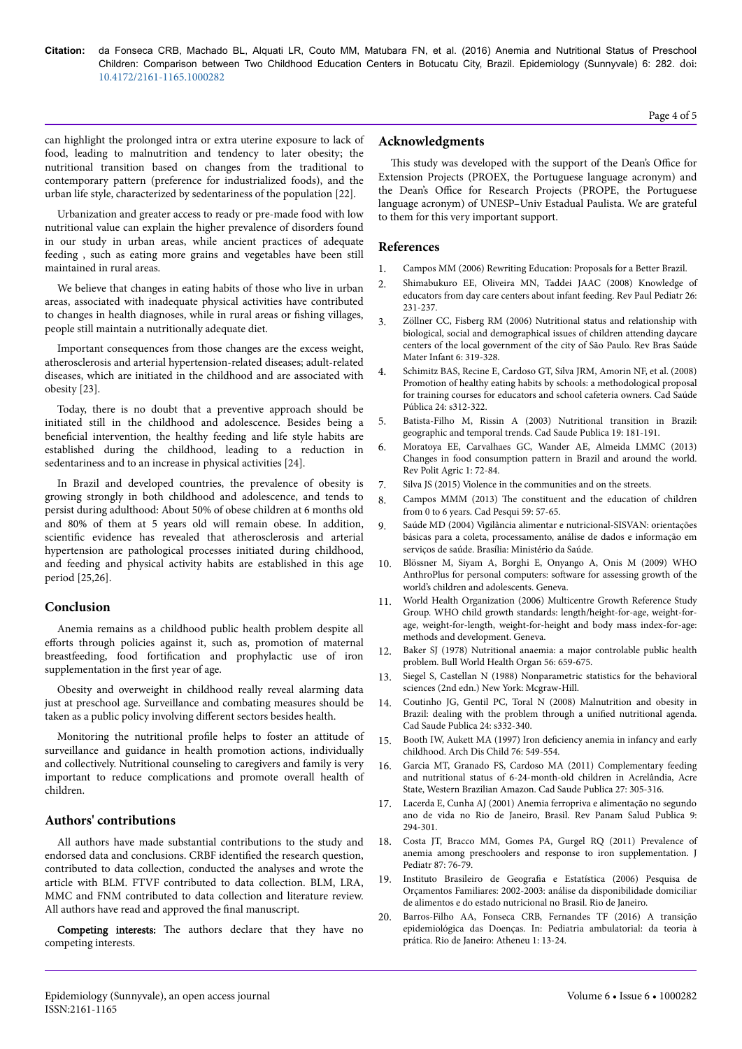can highlight the prolonged intra or extra uterine exposure to lack of food, leading to malnutrition and tendency to later obesity; the nutritional transition based on changes from the traditional to contemporary pattern (preference for industrialized foods), and the urban life style, characterized by sedentariness of the population [22].

Urbanization and greater access to ready or pre-made food with low nutritional value can explain the higher prevalence of disorders found in our study in urban areas, while ancient practices of adequate feeding , such as eating more grains and vegetables have been still maintained in rural areas.

We believe that changes in eating habits of those who live in urban areas, associated with inadequate physical activities have contributed to changes in health diagnoses, while in rural areas or fishing villages, people still maintain a nutritionally adequate diet.

Important consequences from those changes are the excess weight, atherosclerosis and arterial hypertension-related diseases; adult-related diseases, which are initiated in the childhood and are associated with obesity [23].

Today, there is no doubt that a preventive approach should be initiated still in the childhood and adolescence. Besides being a beneficial intervention, the healthy feeding and life style habits are established during the childhood, leading to a reduction in sedentariness and to an increase in physical activities [24].

In Brazil and developed countries, the prevalence of obesity is growing strongly in both childhood and adolescence, and tends to persist during adulthood: About 50% of obese children at 6 months old and 80% of them at 5 years old will remain obese. In addition, scientific evidence has revealed that atherosclerosis and arterial hypertension are pathological processes initiated during childhood, and feeding and physical activity habits are established in this age period [25,26].

## Conclusion

Anemia remains as a childhood public health problem despite all efforts through policies against it, such as, promotion of maternal breastfeeding, food fortification and prophylactic use of iron supplementation in the first year of age.

Obesity and overweight in childhood really reveal alarming data just at preschool age. Surveillance and combating measures should be taken as a public policy involving different sectors besides health.

Monitoring the nutritional profile helps to foster an attitude of surveillance and guidance in health promotion actions, individually and collectively. Nutritional counseling to caregivers and family is very important to reduce complications and promote overall health of children.

## Authors' contributions

All authors have made substantial contributions to the study and endorsed data and conclusions. CRBF identified the research question, contributed to data collection, conducted the analyses and wrote the article with BLM. FTVF contributed to data collection. BLM, LRA, MMC and FNM contributed to data collection and literature review. All authors have read and approved the final manuscript.

**Competing interests:** The authors declare that they have no competing interests.

## Acknowledgments

This study was developed with the support of the Dean's Office for Extension Projects (PROEX, the Portuguese language acronym) and the Dean's Office for Research Projects (PROPE, the Portuguese language acronym) of UNESP–Univ Estadual Paulista. We are grateful to them for this very important support.

## References

1. Campos MM (2006) Rewriting Education: Proposals for a Better Brazil.
2. Shimabukuro EE, Oliveira MN, Taddei JAAC (2008) Knowledge of educators from day care centers about infant feeding. Rev Paul Pediatr 26: 231-237.
3. Zöllner CC, Fisberg RM (2006) Nutritional status and relationship with biological, social and demographical issues of children attending daycare centers of the local government of the city of São Paulo. Rev Bras Saúde Mater Infant 6: 319-328.
4. Schimitz BAS, Recine E, Cardoso GT, Silva JRM, Amorin NF, et al. (2008) Promotion of healthy eating habits by schools: a methodological proposal for training courses for educators and school cafeteria owners. Cad Saúde Pública 24: s312-322.
5. Batista-Filho M, Rissin A (2003) Nutritional transition in Brazil: geographic and temporal trends. Cad Saude Publica 19: 181-191.
6. Moratoya EE, Carvalhaes GC, Wander AE, Almeida LMMC (2013) Changes in food consumption pattern in Brazil and around the world. Rev Polit Agric 1: 72-84.
7. Silva JS (2015) Violence in the communities and on the streets.
8. Campos MMM (2013) The constituent and the education of children from 0 to 6 years. Cad Pesqui 59: 57-65.
9. Saúde MD (2004) Vigilância alimentar e nutricional-SISVAN: orientações básicas para a coleta, processamento, análise de dados e informação em serviços de saúde. Brasília: Ministério da Saúde.
10. Blössner M, Siyam A, Borghi E, Onyango A, Onis M (2009) WHO AnthroPlus for personal computers: software for assessing growth of the world's children and adolescents. Geneva.
11. World Health Organization (2006) Multicentre Growth Reference Study Group. WHO child growth standards: length/height-for-age, weight-for-age, weight-for-length, weight-for-height and body mass index-for-age: methods and development. Geneva.
12. Baker SJ (1978) Nutritional anaemia: a major controlable public health problem. Bull World Health Organ 56: 659-675.
13. Siegel S, Castellan N (1988) Nonparametric statistics for the behavioral sciences (2nd edn.) New York: Mcgraw-Hill.
14. Coutinho JG, Gentil PC, Toral N (2008) Malnutrition and obesity in Brazil: dealing with the problem through a unified nutritional agenda. Cad Saude Publica 24: s332-340.
15. Booth IW, Aukett MA (1997) Iron deficiency anemia in infancy and early childhood. Arch Dis Child 76: 549-554.
16. Garcia MT, Granado FS, Cardoso MA (2011) Complementary feeding and nutritional status of 6-24-month-old children in Acrelândia, Acre State, Western Brazilian Amazon. Cad Saude Publica 27: 305-316.
17. Lacerda E, Cunha AJ (2001) Anemia ferropriva e alimentação no segundo ano de vida no Rio de Janeiro, Brasil. Rev Panam Salud Publica 9: 294-301.
18. Costa JT, Bracco MM, Gomes PA, Gurgel RQ (2011) Prevalence of anemia among preschoolers and response to iron supplementation. J Pediatr 87: 76-79.
19. Instituto Brasileiro de Geografia e Estatística (2006) Pesquisa de Orçamentos Familiares: 2002-2003: análise da disponibilidade domiciliar de alimentos e do estado nutricional no Brasil. Rio de Janeiro.
20. Barros-Filho AA, Fonseca CRB, Fernandes TF (2016) A transição epidemiológica das Doenças. In: Pediatria ambulatorial: da teoria à prática. Rio de Janeiro: Atheneu 1: 13-24.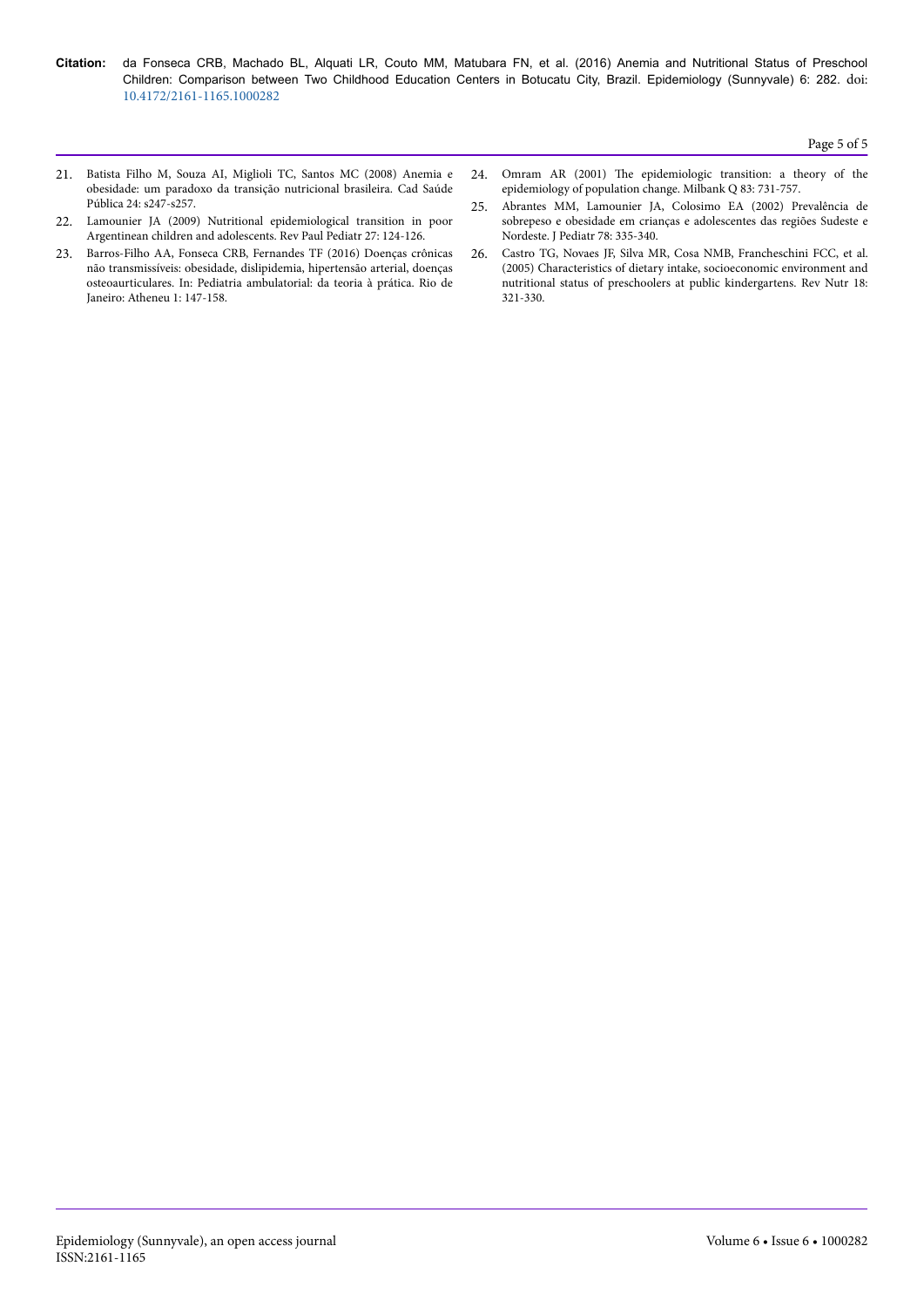21. Batista Filho M, Souza AI, Miglioli TC, Santos MC (2008) Anemia e obesidade: um paradoxo da transição nutricional brasileira. Cad Saúde Pública 24: s247-s257.
22. Lamounier JA (2009) Nutritional epidemiological transition in poor Argentinean children and adolescents. Rev Paul Pediatr 27: 124-126.
23. Barros-Filho AA, Fonseca CRB, Fernandes TF (2016) Doenças crônicas não transmissíveis: obesidade, dislipidemia, hipertensão arterial, doenças osteoaurticulares. In: Pediatria ambulatorial: da teoria à prática. Rio de Janeiro: Atheneu 1: 147-158.
24. Omram AR (2001) The epidemiologic transition: a theory of the epidemiology of population change. Milbank Q 83: 731-757.
25. Abrantes MM, Lamounier JA, Colosimo EA (2002) Prevalência de sobrepeso e obesidade em crianças e adolescentes das regiões Sudeste e Nordeste. J Pediatr 78: 335-340.
26. Castro TG, Novaes JF, Silva MR, Cosa NMB, Francheschini FCC, et al. (2005) Characteristics of dietary intake, socioeconomic environment and nutritional status of preschoolers at public kindergartens. Rev Nutr 18: 321-330.